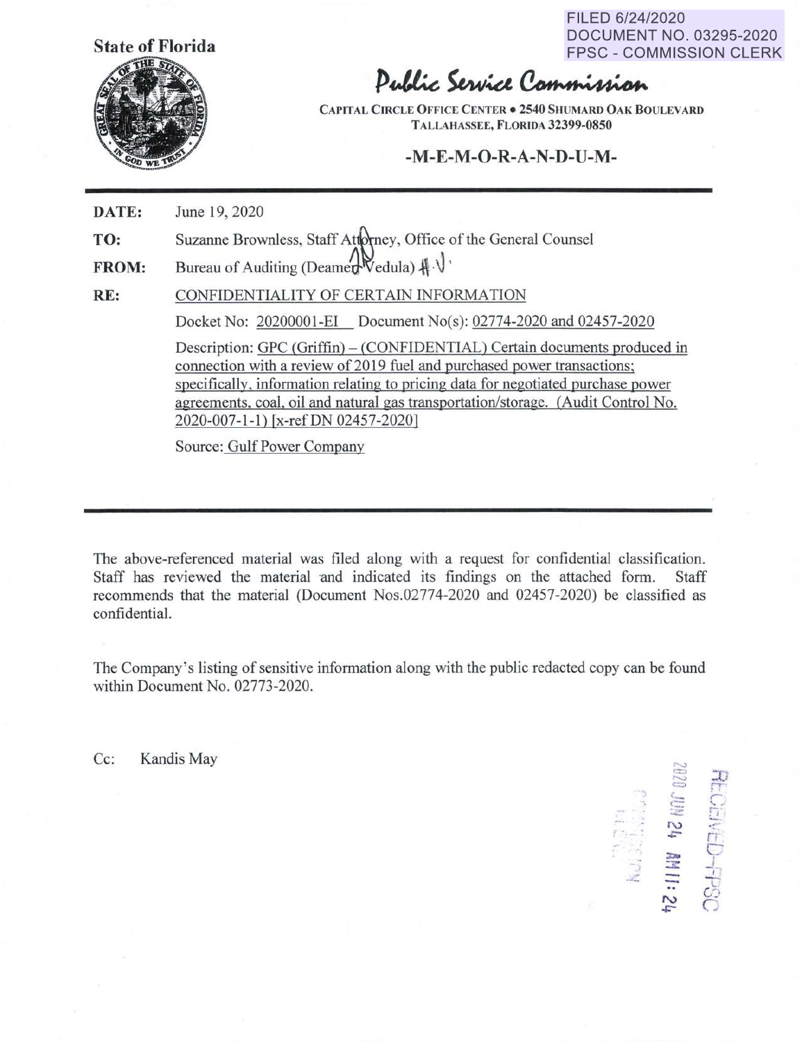FILED 6/24/2020
DOCUMENT NO. 03295-2020
FPSC - COMMISSION CLERK

State of Florida

# Public Service Commission

**CAPITAL CIRCLE OFFICE CENTER • 2540 SHUMARD OAK BOULEVARD**
**TALLAHASSEE, FLORIDA 32399-0850**

## -M-E-M-O-R-A-N-D-U-M-

**DATE:** June 19, 2020

**TO:** Suzanne Brownless, Staff Attorney, Office of the General Counsel

**FROM:** Bureau of Auditing (Deamer, Vedula)

**RE:** CONFIDENTIALITY OF CERTAIN INFORMATION

Docket No: 20200001-EI Document No(s): 02774-2020 and 02457-2020

Description: GPC (Griffin) – (CONFIDENTIAL) Certain documents produced in connection with a review of 2019 fuel and purchased power transactions; specifically, information relating to pricing data for negotiated purchase power agreements, coal, oil and natural gas transportation/storage. (Audit Control No. 2020-007-1-1) [x-ref DN 02457-2020]

Source: Gulf Power Company

---

The above-referenced material was filed along with a request for confidential classification. Staff has reviewed the material and indicated its findings on the attached form. Staff recommends that the material (Document Nos.02774-2020 and 02457-2020) be classified as confidential.

The Company's listing of sensitive information along with the public redacted copy can be found within Document No. 02773-2020.

Cc: Kandis May

RECEIVED-FPSC
2020 JUN 24 AM 11:24
COMMISSION CLERK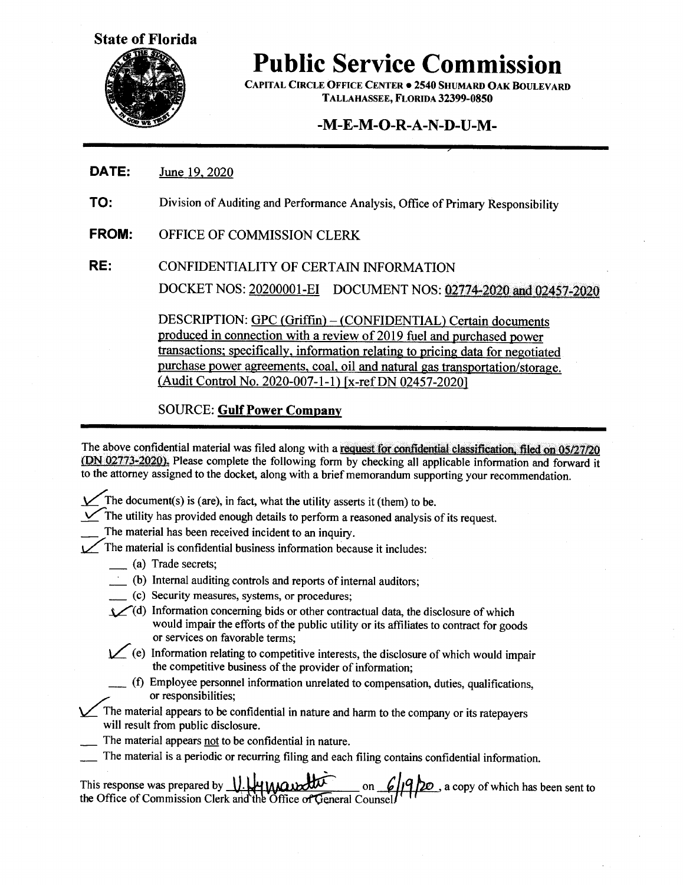**State of Florida**

# Public Service Commission

CAPITAL CIRCLE OFFICE CENTER • 2540 SHUMARD OAK BOULEVARD
TALLAHASSEE, FLORIDA 32399-0850

## -M-E-M-O-R-A-N-D-U-M-

**DATE:** June 19, 2020

**TO:** Division of Auditing and Performance Analysis, Office of Primary Responsibility

**FROM:** OFFICE OF COMMISSION CLERK

**RE:** CONFIDENTIALITY OF CERTAIN INFORMATION

DOCKET NOS: 20200001-EI DOCUMENT NOS: 02774-2020 and 02457-2020

DESCRIPTION: GPC (Griffin) – (CONFIDENTIAL) Certain documents produced in connection with a review of 2019 fuel and purchased power transactions; specifically, information relating to pricing data for negotiated purchase power agreements, coal, oil and natural gas transportation/storage. (Audit Control No. 2020-007-1-1) [x-ref DN 02457-2020]

SOURCE: **Gulf Power Company**

The above confidential material was filed along with a request for confidential classification, filed on 05/27/20 (DN 02773-2020). Please complete the following form by checking all applicable information and forward it to the attorney assigned to the docket, along with a brief memorandum supporting your recommendation.

✓ The document(s) is (are), in fact, what the utility asserts it (them) to be.
✓ The utility has provided enough details to perform a reasoned analysis of its request.
___ The material has been received incident to an inquiry.
✓ The material is confidential business information because it includes:

- ___ (a) Trade secrets;
- ___ (b) Internal auditing controls and reports of internal auditors;
- ___ (c) Security measures, systems, or procedures;
- ✓ (d) Information concerning bids or other contractual data, the disclosure of which would impair the efforts of the public utility or its affiliates to contract for goods or services on favorable terms;
- ✓ (e) Information relating to competitive interests, the disclosure of which would impair the competitive business of the provider of information;
- ___ (f) Employee personnel information unrelated to compensation, duties, qualifications, or responsibilities;

✓ The material appears to be confidential in nature and harm to the company or its ratepayers will result from public disclosure.
___ The material appears not to be confidential in nature.
___ The material is a periodic or recurring filing and each filing contains confidential information.

This response was prepared by V. Hymavathi on 6/19/20, a copy of which has been sent to the Office of Commission Clerk and the Office of General Counsel.